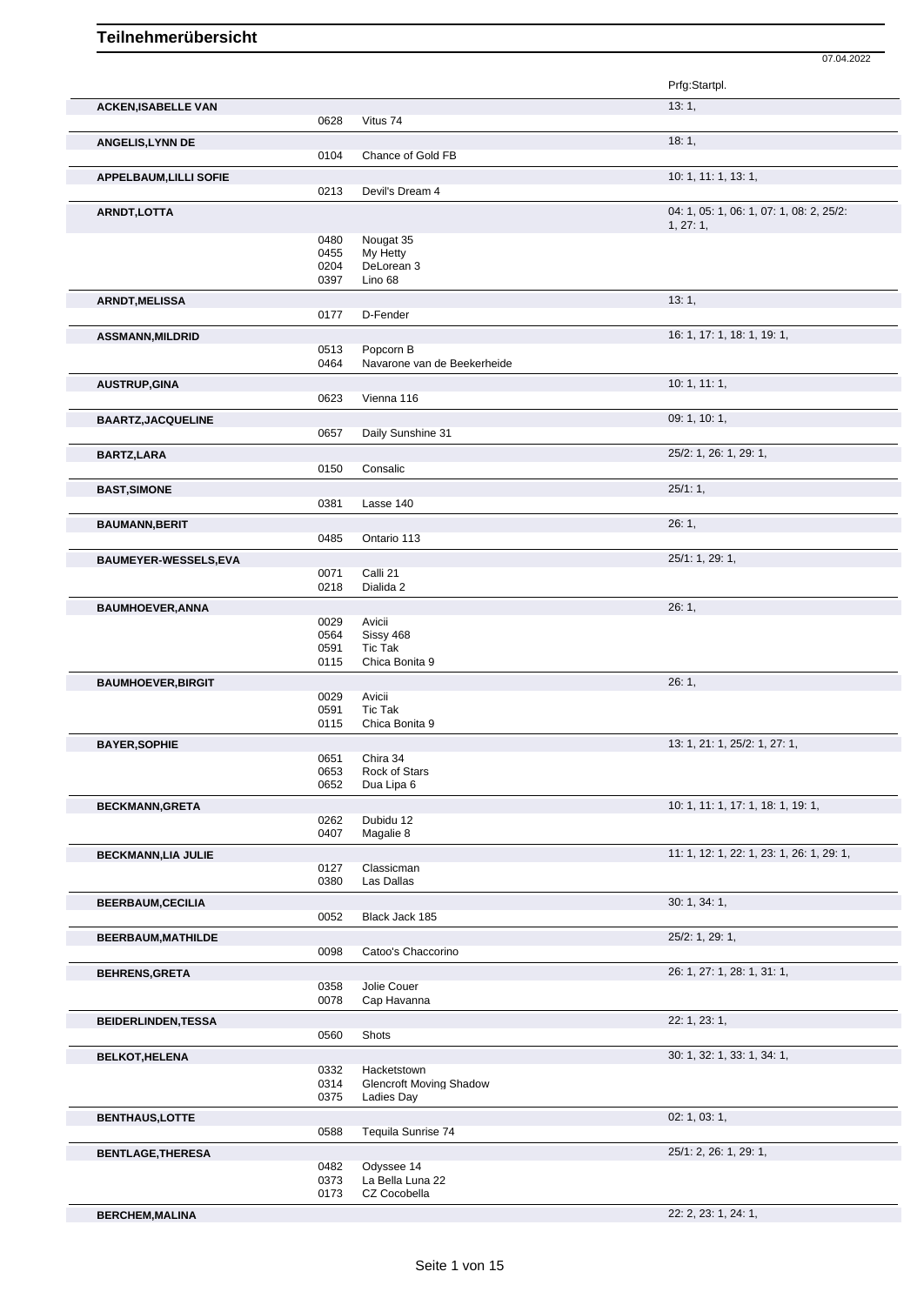# Teilnehmerübersicht

07.04.2022

| Name | Nr. | Pferd | Prfg:Startpl. |
|---|---|---|---|
| **ACKEN,ISABELLE VAN** | | | 13: 1, |
| | 0628 | Vitus 74 | |
| **ANGELIS,LYNN DE** | | | 18: 1, |
| | 0104 | Chance of Gold FB | |
| **APPELBAUM,LILLI SOFIE** | | | 10: 1, 11: 1, 13: 1, |
| | 0213 | Devil's Dream 4 | |
| **ARNDT,LOTTA** | | | 04: 1, 05: 1, 06: 1, 07: 1, 08: 2, 25/2: 1, 27: 1, |
| | 0480 | Nougat 35 | |
| | 0455 | My Hetty | |
| | 0204 | DeLorean 3 | |
| | 0397 | Lino 68 | |
| **ARNDT,MELISSA** | | | 13: 1, |
| | 0177 | D-Fender | |
| **ASSMANN,MILDRID** | | | 16: 1, 17: 1, 18: 1, 19: 1, |
| | 0513 | Popcorn B | |
| | 0464 | Navarone van de Beekerheide | |
| **AUSTRUP,GINA** | | | 10: 1, 11: 1, |
| | 0623 | Vienna 116 | |
| **BAARTZ,JACQUELINE** | | | 09: 1, 10: 1, |
| | 0657 | Daily Sunshine 31 | |
| **BARTZ,LARA** | | | 25/2: 1, 26: 1, 29: 1, |
| | 0150 | Consalic | |
| **BAST,SIMONE** | | | 25/1: 1, |
| | 0381 | Lasse 140 | |
| **BAUMANN,BERIT** | | | 26: 1, |
| | 0485 | Ontario 113 | |
| **BAUMEYER-WESSELS,EVA** | | | 25/1: 1, 29: 1, |
| | 0071 | Calli 21 | |
| | 0218 | Dialida 2 | |
| **BAUMHOEVER,ANNA** | | | 26: 1, |
| | 0029 | Avicii | |
| | 0564 | Sissy 468 | |
| | 0591 | Tic Tak | |
| | 0115 | Chica Bonita 9 | |
| **BAUMHOEVER,BIRGIT** | | | 26: 1, |
| | 0029 | Avicii | |
| | 0591 | Tic Tak | |
| | 0115 | Chica Bonita 9 | |
| **BAYER,SOPHIE** | | | 13: 1, 21: 1, 25/2: 1, 27: 1, |
| | 0651 | Chira 34 | |
| | 0653 | Rock of Stars | |
| | 0652 | Dua Lipa 6 | |
| **BECKMANN,GRETA** | | | 10: 1, 11: 1, 17: 1, 18: 1, 19: 1, |
| | 0262 | Dubidu 12 | |
| | 0407 | Magalie 8 | |
| **BECKMANN,LIA JULIE** | | | 11: 1, 12: 1, 22: 1, 23: 1, 26: 1, 29: 1, |
| | 0127 | Classicman | |
| | 0380 | Las Dallas | |
| **BEERBAUM,CECILIA** | | | 30: 1, 34: 1, |
| | 0052 | Black Jack 185 | |
| **BEERBAUM,MATHILDE** | | | 25/2: 1, 29: 1, |
| | 0098 | Catoo's Chaccorino | |
| **BEHRENS,GRETA** | | | 26: 1, 27: 1, 28: 1, 31: 1, |
| | 0358 | Jolie Couer | |
| | 0078 | Cap Havanna | |
| **BEIDERLINDEN,TESSA** | | | 22: 1, 23: 1, |
| | 0560 | Shots | |
| **BELKOT,HELENA** | | | 30: 1, 32: 1, 33: 1, 34: 1, |
| | 0332 | Hacketstown | |
| | 0314 | Glencroft Moving Shadow | |
| | 0375 | Ladies Day | |
| **BENTHAUS,LOTTE** | | | 02: 1, 03: 1, |
| | 0588 | Tequila Sunrise 74 | |
| **BENTLAGE,THERESA** | | | 25/1: 2, 26: 1, 29: 1, |
| | 0482 | Odyssee 14 | |
| | 0373 | La Bella Luna 22 | |
| | 0173 | CZ Cocobella | |
| **BERCHEM,MALINA** | | | 22: 2, 23: 1, 24: 1, |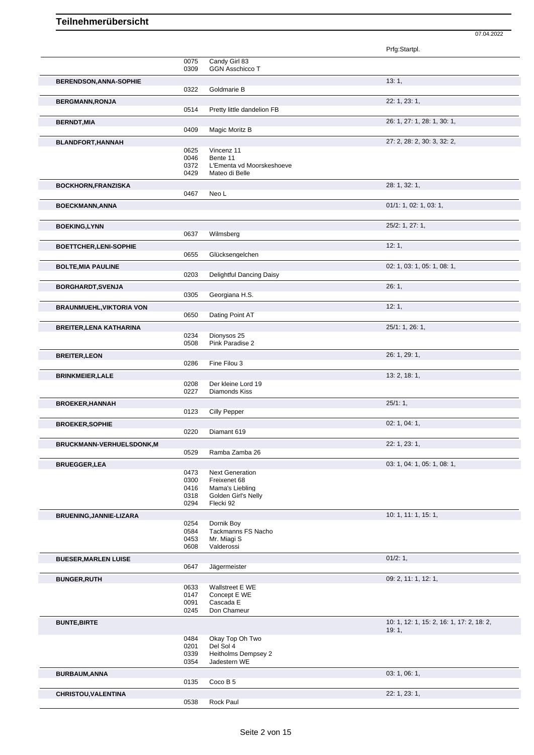# Teilnehmerübersicht

07.04.2022

| | | | Prfg:Startpl. |
|---|---|---|---|
| | 0075 | Candy Girl 83 | |
| | 0309 | GGN Asschicco T | |
| **BERENDSON,ANNA-SOPHIE** | | | 13: 1, |
| | 0322 | Goldmarie B | |
| **BERGMANN,RONJA** | | | 22: 1, 23: 1, |
| | 0514 | Pretty little dandelion FB | |
| **BERNDT,MIA** | | | 26: 1, 27: 1, 28: 1, 30: 1, |
| | 0409 | Magic Moritz B | |
| **BLANDFORT,HANNAH** | | | 27: 2, 28: 2, 30: 3, 32: 2, |
| | 0625 | Vincenz 11 | |
| | 0046 | Bente 11 | |
| | 0372 | L'Ementa vd Moorskeshoeve | |
| | 0429 | Mateo di Belle | |
| **BOCKHORN,FRANZISKA** | | | 28: 1, 32: 1, |
| | 0467 | Neo L | |
| **BOECKMANN,ANNA** | | | 01/1: 1, 02: 1, 03: 1, |
| **BOEKING,LYNN** | | | 25/2: 1, 27: 1, |
| | 0637 | Wilmsberg | |
| **BOETTCHER,LENI-SOPHIE** | | | 12: 1, |
| | 0655 | Glücksengelchen | |
| **BOLTE,MIA PAULINE** | | | 02: 1, 03: 1, 05: 1, 08: 1, |
| | 0203 | Delightful Dancing Daisy | |
| **BORGHARDT,SVENJA** | | | 26: 1, |
| | 0305 | Georgiana H.S. | |
| **BRAUNMUEHL,VIKTORIA VON** | | | 12: 1, |
| | 0650 | Dating Point AT | |
| **BREITER,LENA KATHARINA** | | | 25/1: 1, 26: 1, |
| | 0234 | Dionysos 25 | |
| | 0508 | Pink Paradise 2 | |
| **BREITER,LEON** | | | 26: 1, 29: 1, |
| | 0286 | Fine Filou 3 | |
| **BRINKMEIER,LALE** | | | 13: 2, 18: 1, |
| | 0208 | Der kleine Lord 19 | |
| | 0227 | Diamonds Kiss | |
| **BROEKER,HANNAH** | | | 25/1: 1, |
| | 0123 | Cilly Pepper | |
| **BROEKER,SOPHIE** | | | 02: 1, 04: 1, |
| | 0220 | Diamant 619 | |
| **BRUCKMANN-VERHUELSDONK,M** | | | 22: 1, 23: 1, |
| | 0529 | Ramba Zamba 26 | |
| **BRUEGGER,LEA** | | | 03: 1, 04: 1, 05: 1, 08: 1, |
| | 0473 | Next Generation | |
| | 0300 | Freixenet 68 | |
| | 0416 | Mama's Liebling | |
| | 0318 | Golden Girl's Nelly | |
| | 0294 | Flecki 92 | |
| **BRUENING,JANNIE-LIZARA** | | | 10: 1, 11: 1, 15: 1, |
| | 0254 | Dornik Boy | |
| | 0584 | Tackmanns FS Nacho | |
| | 0453 | Mr. Miagi S | |
| | 0608 | Valderossi | |
| **BUESER,MARLEN LUISE** | | | 01/2: 1, |
| | 0647 | Jägermeister | |
| **BUNGER,RUTH** | | | 09: 2, 11: 1, 12: 1, |
| | 0633 | Wallstreet E WE | |
| | 0147 | Concept E WE | |
| | 0091 | Cascada E | |
| | 0245 | Don Chameur | |
| **BUNTE,BIRTE** | | | 10: 1, 12: 1, 15: 2, 16: 1, 17: 2, 18: 2, 19: 1, |
| | 0484 | Okay Top Oh Two | |
| | 0201 | Del Sol 4 | |
| | 0339 | Heitholms Dempsey 2 | |
| | 0354 | Jadestern WE | |
| **BURBAUM,ANNA** | | | 03: 1, 06: 1, |
| | 0135 | Coco B 5 | |
| **CHRISTOU,VALENTINA** | | | 22: 1, 23: 1, |
| | 0538 | Rock Paul | |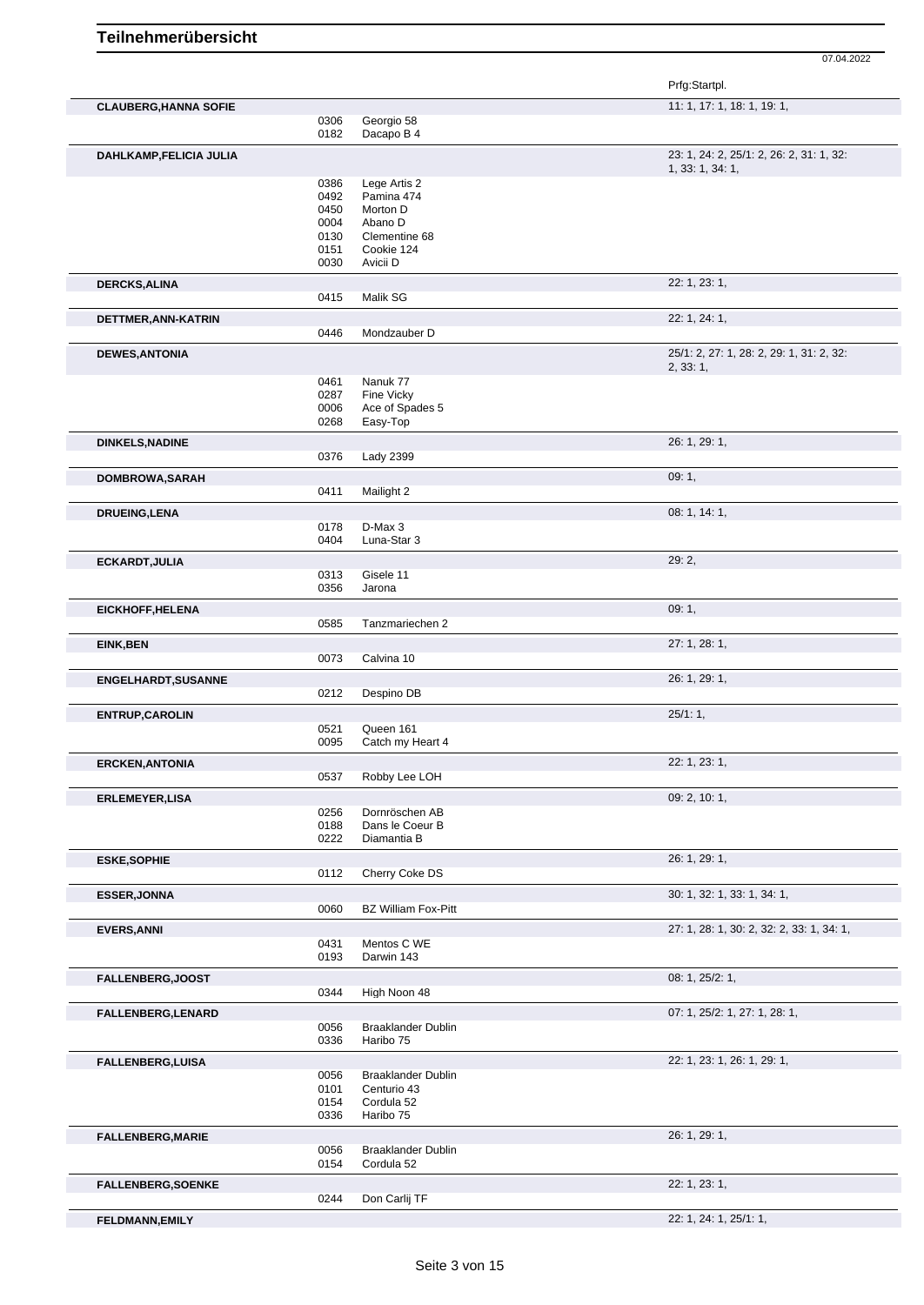# Teilnehmerübersicht

07.04.2022

| | | | Prfg:Startpl. |
|---|---|---|---|
| **CLAUBERG,HANNA SOFIE** | | | 11: 1, 17: 1, 18: 1, 19: 1, |
| | 0306 | Georgio 58 | |
| | 0182 | Dacapo B 4 | |
| **DAHLKAMP,FELICIA JULIA** | | | 23: 1, 24: 2, 25/1: 2, 26: 2, 31: 1, 32: 1, 33: 1, 34: 1, |
| | 0386 | Lege Artis 2 | |
| | 0492 | Pamina 474 | |
| | 0450 | Morton D | |
| | 0004 | Abano D | |
| | 0130 | Clementine 68 | |
| | 0151 | Cookie 124 | |
| | 0030 | Avicii D | |
| **DERCKS,ALINA** | | | 22: 1, 23: 1, |
| | 0415 | Malik SG | |
| **DETTMER,ANN-KATRIN** | | | 22: 1, 24: 1, |
| | 0446 | Mondzauber D | |
| **DEWES,ANTONIA** | | | 25/1: 2, 27: 1, 28: 2, 29: 1, 31: 2, 32: 2, 33: 1, |
| | 0461 | Nanuk 77 | |
| | 0287 | Fine Vicky | |
| | 0006 | Ace of Spades 5 | |
| | 0268 | Easy-Top | |
| **DINKELS,NADINE** | | | 26: 1, 29: 1, |
| | 0376 | Lady 2399 | |
| **DOMBROWA,SARAH** | | | 09: 1, |
| | 0411 | Mailight 2 | |
| **DRUEING,LENA** | | | 08: 1, 14: 1, |
| | 0178 | D-Max 3 | |
| | 0404 | Luna-Star 3 | |
| **ECKARDT,JULIA** | | | 29: 2, |
| | 0313 | Gisele 11 | |
| | 0356 | Jarona | |
| **EICKHOFF,HELENA** | | | 09: 1, |
| | 0585 | Tanzmariechen 2 | |
| **EINK,BEN** | | | 27: 1, 28: 1, |
| | 0073 | Calvina 10 | |
| **ENGELHARDT,SUSANNE** | | | 26: 1, 29: 1, |
| | 0212 | Despino DB | |
| **ENTRUP,CAROLIN** | | | 25/1: 1, |
| | 0521 | Queen 161 | |
| | 0095 | Catch my Heart 4 | |
| **ERCKEN,ANTONIA** | | | 22: 1, 23: 1, |
| | 0537 | Robby Lee LOH | |
| **ERLEMEYER,LISA** | | | 09: 2, 10: 1, |
| | 0256 | Dornröschen AB | |
| | 0188 | Dans le Coeur B | |
| | 0222 | Diamantia B | |
| **ESKE,SOPHIE** | | | 26: 1, 29: 1, |
| | 0112 | Cherry Coke DS | |
| **ESSER,JONNA** | | | 30: 1, 32: 1, 33: 1, 34: 1, |
| | 0060 | BZ William Fox-Pitt | |
| **EVERS,ANNI** | | | 27: 1, 28: 1, 30: 2, 32: 2, 33: 1, 34: 1, |
| | 0431 | Mentos C WE | |
| | 0193 | Darwin 143 | |
| **FALLENBERG,JOOST** | | | 08: 1, 25/2: 1, |
| | 0344 | High Noon 48 | |
| **FALLENBERG,LENARD** | | | 07: 1, 25/2: 1, 27: 1, 28: 1, |
| | 0056 | Braaklander Dublin | |
| | 0336 | Haribo 75 | |
| **FALLENBERG,LUISA** | | | 22: 1, 23: 1, 26: 1, 29: 1, |
| | 0056 | Braaklander Dublin | |
| | 0101 | Centurio 43 | |
| | 0154 | Cordula 52 | |
| | 0336 | Haribo 75 | |
| **FALLENBERG,MARIE** | | | 26: 1, 29: 1, |
| | 0056 | Braaklander Dublin | |
| | 0154 | Cordula 52 | |
| **FALLENBERG,SOENKE** | | | 22: 1, 23: 1, |
| | 0244 | Don Carlij TF | |
| **FELDMANN,EMILY** | | | 22: 1, 24: 1, 25/1: 1, |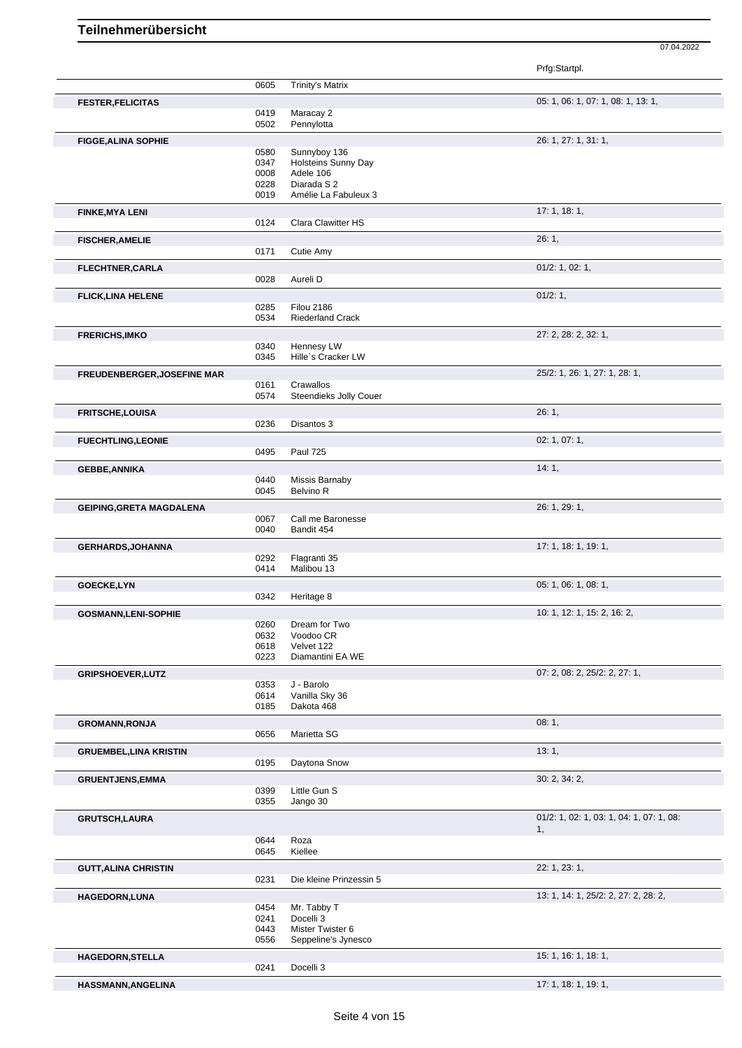# Teilnehmerübersicht

07.04.2022

| | | | Prfg:Startpl. |
|---|---|---|---|
| | 0605 | Trinity's Matrix | |
| **FESTER,FELICITAS** | | | 05: 1, 06: 1, 07: 1, 08: 1, 13: 1, |
| | 0419 | Maracay 2 | |
| | 0502 | Pennylotta | |
| **FIGGE,ALINA SOPHIE** | | | 26: 1, 27: 1, 31: 1, |
| | 0580 | Sunnyboy 136 | |
| | 0347 | Holsteins Sunny Day | |
| | 0008 | Adele 106 | |
| | 0228 | Diarada S 2 | |
| | 0019 | Amélie La Fabuleux 3 | |
| **FINKE,MYA LENI** | | | 17: 1, 18: 1, |
| | 0124 | Clara Clawitter HS | |
| **FISCHER,AMELIE** | | | 26: 1, |
| | 0171 | Cutie Amy | |
| **FLECHTNER,CARLA** | | | 01/2: 1, 02: 1, |
| | 0028 | Aureli D | |
| **FLICK,LINA HELENE** | | | 01/2: 1, |
| | 0285 | Filou 2186 | |
| | 0534 | Riederland Crack | |
| **FRERICHS,IMKO** | | | 27: 2, 28: 2, 32: 1, |
| | 0340 | Hennesy LW | |
| | 0345 | Hille`s Cracker LW | |
| **FREUDENBERGER,JOSEFINE MAR** | | | 25/2: 1, 26: 1, 27: 1, 28: 1, |
| | 0161 | Crawallos | |
| | 0574 | Steendieks Jolly Couer | |
| **FRITSCHE,LOUISA** | | | 26: 1, |
| | 0236 | Disantos 3 | |
| **FUECHTLING,LEONIE** | | | 02: 1, 07: 1, |
| | 0495 | Paul 725 | |
| **GEBBE,ANNIKA** | | | 14: 1, |
| | 0440 | Missis Barnaby | |
| | 0045 | Belvino R | |
| **GEIPING,GRETA MAGDALENA** | | | 26: 1, 29: 1, |
| | 0067 | Call me Baronesse | |
| | 0040 | Bandit 454 | |
| **GERHARDS,JOHANNA** | | | 17: 1, 18: 1, 19: 1, |
| | 0292 | Flagranti 35 | |
| | 0414 | Malibou 13 | |
| **GOECKE,LYN** | | | 05: 1, 06: 1, 08: 1, |
| | 0342 | Heritage 8 | |
| **GOSMANN,LENI-SOPHIE** | | | 10: 1, 12: 1, 15: 2, 16: 2, |
| | 0260 | Dream for Two | |
| | 0632 | Voodoo CR | |
| | 0618 | Velvet 122 | |
| | 0223 | Diamantini EA WE | |
| **GRIPSHOEVER,LUTZ** | | | 07: 2, 08: 2, 25/2: 2, 27: 1, |
| | 0353 | J - Barolo | |
| | 0614 | Vanilla Sky 36 | |
| | 0185 | Dakota 468 | |
| **GROMANN,RONJA** | | | 08: 1, |
| | 0656 | Marietta SG | |
| **GRUEMBEL,LINA KRISTIN** | | | 13: 1, |
| | 0195 | Daytona Snow | |
| **GRUENTJENS,EMMA** | | | 30: 2, 34: 2, |
| | 0399 | Little Gun S | |
| | 0355 | Jango 30 | |
| **GRUTSCH,LAURA** | | | 01/2: 1, 02: 1, 03: 1, 04: 1, 07: 1, 08: 1, |
| | 0644 | Roza | |
| | 0645 | Kiellee | |
| **GUTT,ALINA CHRISTIN** | | | 22: 1, 23: 1, |
| | 0231 | Die kleine Prinzessin 5 | |
| **HAGEDORN,LUNA** | | | 13: 1, 14: 1, 25/2: 2, 27: 2, 28: 2, |
| | 0454 | Mr. Tabby T | |
| | 0241 | Docelli 3 | |
| | 0443 | Mister Twister 6 | |
| | 0556 | Seppeline's Jynesco | |
| **HAGEDORN,STELLA** | | | 15: 1, 16: 1, 18: 1, |
| | 0241 | Docelli 3 | |
| **HASSMANN,ANGELINA** | | | 17: 1, 18: 1, 19: 1, |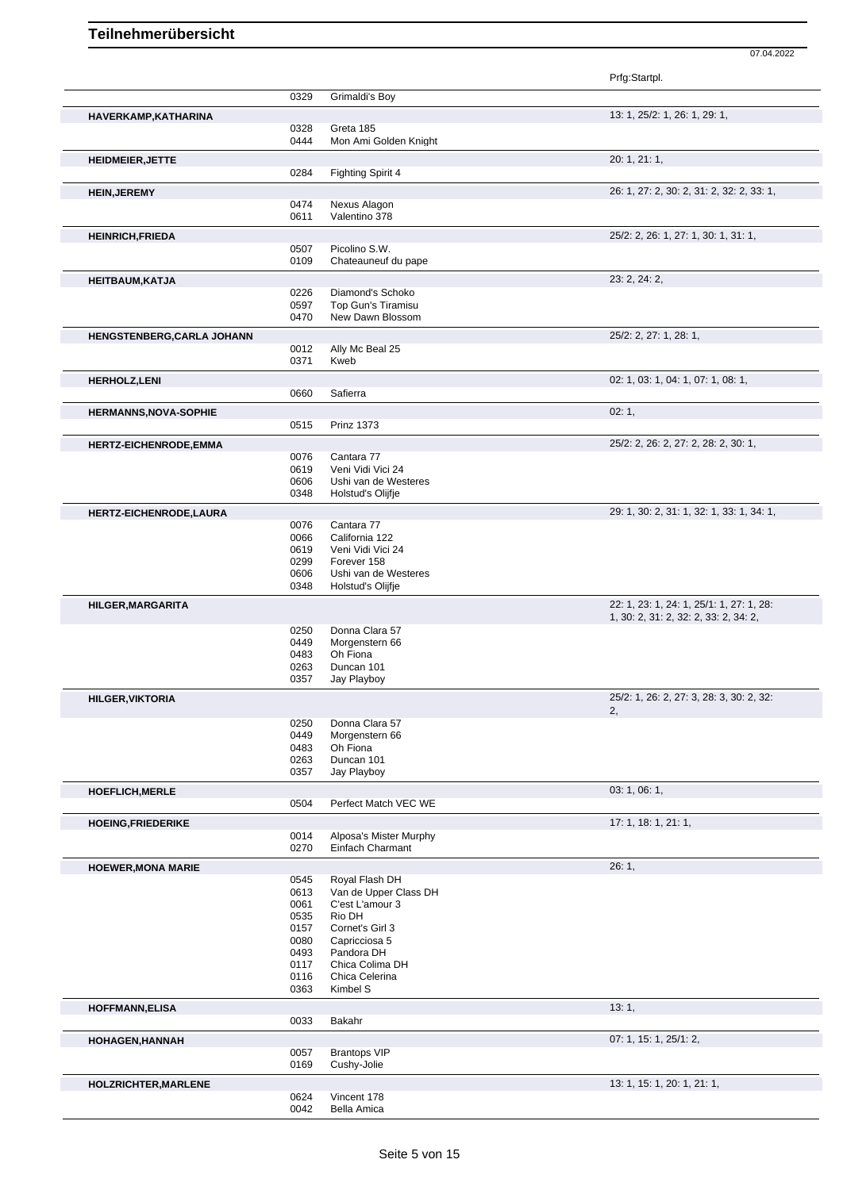# Teilnehmerübersicht

07.04.2022

| | | | Prfg:Startpl. |
|---|---|---|---|
| | 0329 | Grimaldi's Boy | |
| **HAVERKAMP,KATHARINA** | | | 13: 1, 25/2: 1, 26: 1, 29: 1, |
| | 0328 | Greta 185 | |
| | 0444 | Mon Ami Golden Knight | |
| **HEIDMEIER,JETTE** | | | 20: 1, 21: 1, |
| | 0284 | Fighting Spirit 4 | |
| **HEIN,JEREMY** | | | 26: 1, 27: 2, 30: 2, 31: 2, 32: 2, 33: 1, |
| | 0474 | Nexus Alagon | |
| | 0611 | Valentino 378 | |
| **HEINRICH,FRIEDA** | | | 25/2: 2, 26: 1, 27: 1, 30: 1, 31: 1, |
| | 0507 | Picolino S.W. | |
| | 0109 | Chateauneuf du pape | |
| **HEITBAUM,KATJA** | | | 23: 2, 24: 2, |
| | 0226 | Diamond's Schoko | |
| | 0597 | Top Gun's Tiramisu | |
| | 0470 | New Dawn Blossom | |
| **HENGSTENBERG,CARLA JOHANN** | | | 25/2: 2, 27: 1, 28: 1, |
| | 0012 | Ally Mc Beal 25 | |
| | 0371 | Kweb | |
| **HERHOLZ,LENI** | | | 02: 1, 03: 1, 04: 1, 07: 1, 08: 1, |
| | 0660 | Safierra | |
| **HERMANNS,NOVA-SOPHIE** | | | 02: 1, |
| | 0515 | Prinz 1373 | |
| **HERTZ-EICHENRODE,EMMA** | | | 25/2: 2, 26: 2, 27: 2, 28: 2, 30: 1, |
| | 0076 | Cantara 77 | |
| | 0619 | Veni Vidi Vici 24 | |
| | 0606 | Ushi van de Westeres | |
| | 0348 | Holstud's Olijfje | |
| **HERTZ-EICHENRODE,LAURA** | | | 29: 1, 30: 2, 31: 1, 32: 1, 33: 1, 34: 1, |
| | 0076 | Cantara 77 | |
| | 0066 | California 122 | |
| | 0619 | Veni Vidi Vici 24 | |
| | 0299 | Forever 158 | |
| | 0606 | Ushi van de Westeres | |
| | 0348 | Holstud's Olijfje | |
| **HILGER,MARGARITA** | | | 22: 1, 23: 1, 24: 1, 25/1: 1, 27: 1, 28: 1, 30: 2, 31: 2, 32: 2, 33: 2, 34: 2, |
| | 0250 | Donna Clara 57 | |
| | 0449 | Morgenstern 66 | |
| | 0483 | Oh Fiona | |
| | 0263 | Duncan 101 | |
| | 0357 | Jay Playboy | |
| **HILGER,VIKTORIA** | | | 25/2: 1, 26: 2, 27: 3, 28: 3, 30: 2, 32: 2, |
| | 0250 | Donna Clara 57 | |
| | 0449 | Morgenstern 66 | |
| | 0483 | Oh Fiona | |
| | 0263 | Duncan 101 | |
| | 0357 | Jay Playboy | |
| **HOEFLICH,MERLE** | | | 03: 1, 06: 1, |
| | 0504 | Perfect Match VEC WE | |
| **HOEING,FRIEDERIKE** | | | 17: 1, 18: 1, 21: 1, |
| | 0014 | Alposa's Mister Murphy | |
| | 0270 | Einfach Charmant | |
| **HOEWER,MONA MARIE** | | | 26: 1, |
| | 0545 | Royal Flash DH | |
| | 0613 | Van de Upper Class DH | |
| | 0061 | C'est L'amour 3 | |
| | 0535 | Rio DH | |
| | 0157 | Cornet's Girl 3 | |
| | 0080 | Capricciosa 5 | |
| | 0493 | Pandora DH | |
| | 0117 | Chica Colima DH | |
| | 0116 | Chica Celerina | |
| | 0363 | Kimbel S | |
| **HOFFMANN,ELISA** | | | 13: 1, |
| | 0033 | Bakahr | |
| **HOHAGEN,HANNAH** | | | 07: 1, 15: 1, 25/1: 2, |
| | 0057 | Brantops VIP | |
| | 0169 | Cushy-Jolie | |
| **HOLZRICHTER,MARLENE** | | | 13: 1, 15: 1, 20: 1, 21: 1, |
| | 0624 | Vincent 178 | |
| | 0042 | Bella Amica | |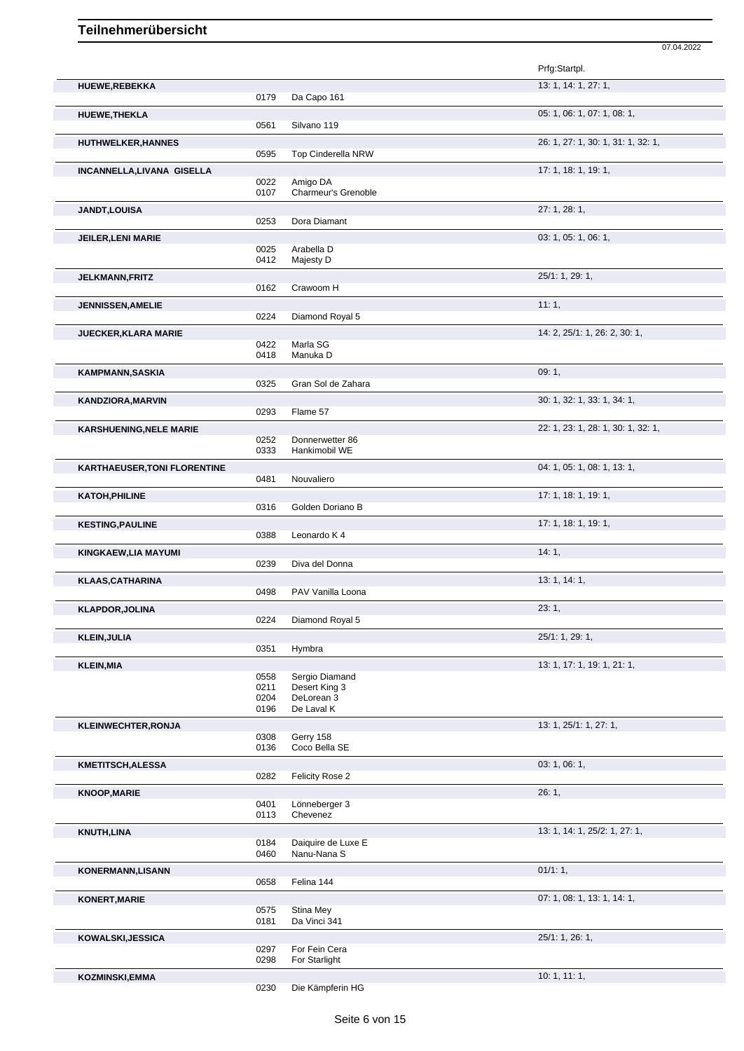# Teilnehmerübersicht

07.04.2022

| Name | Nr. | Pferd | Prfg:Startpl. |
|---|---|---|---|
| **HUEWE,REBEKKA** | | | 13: 1, 14: 1, 27: 1, |
| | 0179 | Da Capo 161 | |
| **HUEWE,THEKLA** | | | 05: 1, 06: 1, 07: 1, 08: 1, |
| | 0561 | Silvano 119 | |
| **HUTHWELKER,HANNES** | | | 26: 1, 27: 1, 30: 1, 31: 1, 32: 1, |
| | 0595 | Top Cinderella NRW | |
| **INCANNELLA,LIVANA GISELLA** | | | 17: 1, 18: 1, 19: 1, |
| | 0022 | Amigo DA | |
| | 0107 | Charmeur's Grenoble | |
| **JANDT,LOUISA** | | | 27: 1, 28: 1, |
| | 0253 | Dora Diamant | |
| **JEILER,LENI MARIE** | | | 03: 1, 05: 1, 06: 1, |
| | 0025 | Arabella D | |
| | 0412 | Majesty D | |
| **JELKMANN,FRITZ** | | | 25/1: 1, 29: 1, |
| | 0162 | Crawoom H | |
| **JENNISSEN,AMELIE** | | | 11: 1, |
| | 0224 | Diamond Royal 5 | |
| **JUECKER,KLARA MARIE** | | | 14: 2, 25/1: 1, 26: 2, 30: 1, |
| | 0422 | Marla SG | |
| | 0418 | Manuka D | |
| **KAMPMANN,SASKIA** | | | 09: 1, |
| | 0325 | Gran Sol de Zahara | |
| **KANDZIORA,MARVIN** | | | 30: 1, 32: 1, 33: 1, 34: 1, |
| | 0293 | Flame 57 | |
| **KARSHUENING,NELE MARIE** | | | 22: 1, 23: 1, 28: 1, 30: 1, 32: 1, |
| | 0252 | Donnerwetter 86 | |
| | 0333 | Hankimobil WE | |
| **KARTHAEUSER,TONI FLORENTINE** | | | 04: 1, 05: 1, 08: 1, 13: 1, |
| | 0481 | Nouvaliero | |
| **KATOH,PHILINE** | | | 17: 1, 18: 1, 19: 1, |
| | 0316 | Golden Doriano B | |
| **KESTING,PAULINE** | | | 17: 1, 18: 1, 19: 1, |
| | 0388 | Leonardo K 4 | |
| **KINGKAEW,LIA MAYUMI** | | | 14: 1, |
| | 0239 | Diva del Donna | |
| **KLAAS,CATHARINA** | | | 13: 1, 14: 1, |
| | 0498 | PAV Vanilla Loona | |
| **KLAPDOR,JOLINA** | | | 23: 1, |
| | 0224 | Diamond Royal 5 | |
| **KLEIN,JULIA** | | | 25/1: 1, 29: 1, |
| | 0351 | Hymbra | |
| **KLEIN,MIA** | | | 13: 1, 17: 1, 19: 1, 21: 1, |
| | 0558 | Sergio Diamand | |
| | 0211 | Desert King 3 | |
| | 0204 | DeLorean 3 | |
| | 0196 | De Laval K | |
| **KLEINWECHTER,RONJA** | | | 13: 1, 25/1: 1, 27: 1, |
| | 0308 | Gerry 158 | |
| | 0136 | Coco Bella SE | |
| **KMETITSCH,ALESSA** | | | 03: 1, 06: 1, |
| | 0282 | Felicity Rose 2 | |
| **KNOOP,MARIE** | | | 26: 1, |
| | 0401 | Lönneberger 3 | |
| | 0113 | Chevenez | |
| **KNUTH,LINA** | | | 13: 1, 14: 1, 25/2: 1, 27: 1, |
| | 0184 | Daiquire de Luxe E | |
| | 0460 | Nanu-Nana S | |
| **KONERMANN,LISANN** | | | 01/1: 1, |
| | 0658 | Felina 144 | |
| **KONERT,MARIE** | | | 07: 1, 08: 1, 13: 1, 14: 1, |
| | 0575 | Stina Mey | |
| | 0181 | Da Vinci 341 | |
| **KOWALSKI,JESSICA** | | | 25/1: 1, 26: 1, |
| | 0297 | For Fein Cera | |
| | 0298 | For Starlight | |
| **KOZMINSKI,EMMA** | | | 10: 1, 11: 1, |
| | 0230 | Die Kämpferin HG | |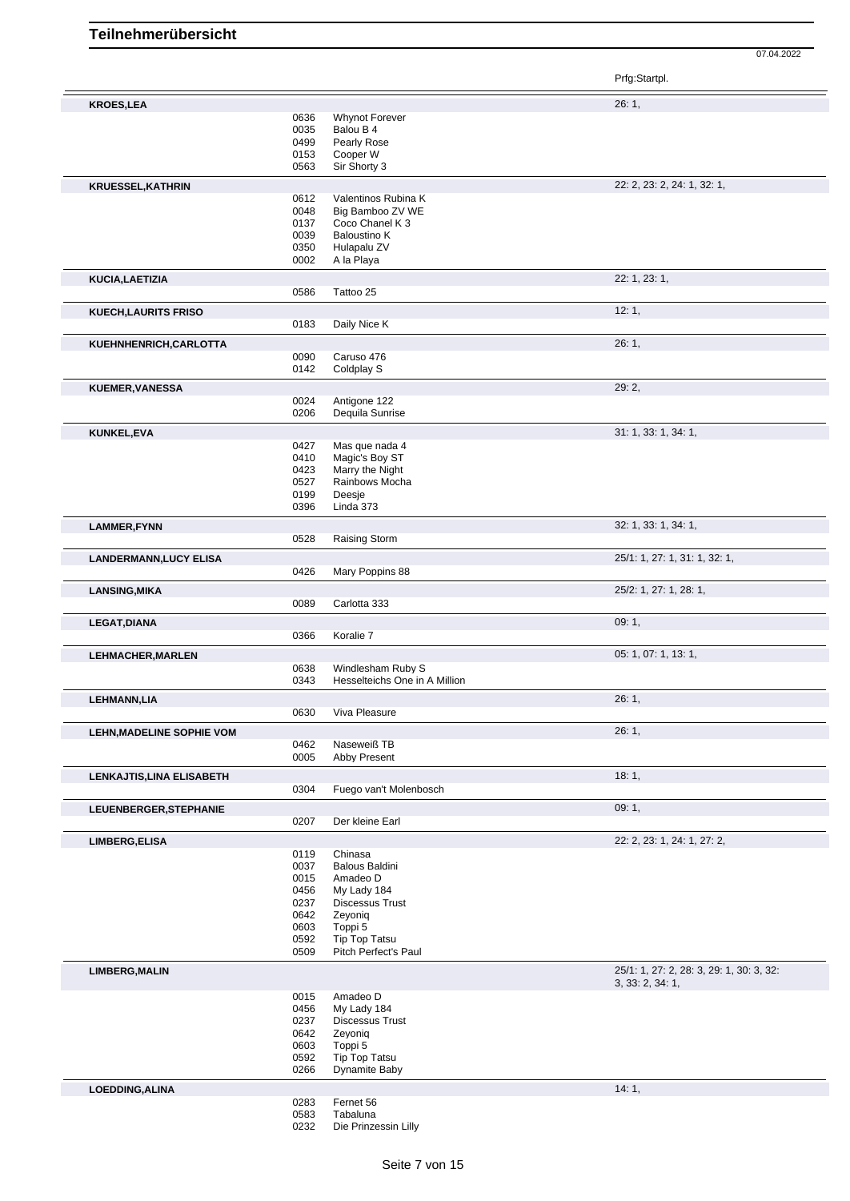# Teilnehmerübersicht

07.04.2022

| Name | Nr. | Pferd | Prfg:Startpl. |
|---|---|---|---|
| **KROES,LEA** | | | 26: 1, |
| | 0636 | Whynot Forever | |
| | 0035 | Balou B 4 | |
| | 0499 | Pearly Rose | |
| | 0153 | Cooper W | |
| | 0563 | Sir Shorty 3 | |
| **KRUESSEL,KATHRIN** | | | 22: 2, 23: 2, 24: 1, 32: 1, |
| | 0612 | Valentinos Rubina K | |
| | 0048 | Big Bamboo ZV WE | |
| | 0137 | Coco Chanel K 3 | |
| | 0039 | Baloustino K | |
| | 0350 | Hulapalu ZV | |
| | 0002 | A la Playa | |
| **KUCIA,LAETIZIA** | | | 22: 1, 23: 1, |
| | 0586 | Tattoo 25 | |
| **KUECH,LAURITS FRISO** | | | 12: 1, |
| | 0183 | Daily Nice K | |
| **KUEHNHENRICH,CARLOTTA** | | | 26: 1, |
| | 0090 | Caruso 476 | |
| | 0142 | Coldplay S | |
| **KUEMER,VANESSA** | | | 29: 2, |
| | 0024 | Antigone 122 | |
| | 0206 | Dequila Sunrise | |
| **KUNKEL,EVA** | | | 31: 1, 33: 1, 34: 1, |
| | 0427 | Mas que nada 4 | |
| | 0410 | Magic's Boy ST | |
| | 0423 | Marry the Night | |
| | 0527 | Rainbows Mocha | |
| | 0199 | Deesje | |
| | 0396 | Linda 373 | |
| **LAMMER,FYNN** | | | 32: 1, 33: 1, 34: 1, |
| | 0528 | Raising Storm | |
| **LANDERMANN,LUCY ELISA** | | | 25/1: 1, 27: 1, 31: 1, 32: 1, |
| | 0426 | Mary Poppins 88 | |
| **LANSING,MIKA** | | | 25/2: 1, 27: 1, 28: 1, |
| | 0089 | Carlotta 333 | |
| **LEGAT,DIANA** | | | 09: 1, |
| | 0366 | Koralie 7 | |
| **LEHMACHER,MARLEN** | | | 05: 1, 07: 1, 13: 1, |
| | 0638 | Windlesham Ruby S | |
| | 0343 | Hesselteichs One in A Million | |
| **LEHMANN,LIA** | | | 26: 1, |
| | 0630 | Viva Pleasure | |
| **LEHN,MADELINE SOPHIE VOM** | | | 26: 1, |
| | 0462 | Naseweiß TB | |
| | 0005 | Abby Present | |
| **LENKAJTIS,LINA ELISABETH** | | | 18: 1, |
| | 0304 | Fuego van't Molenbosch | |
| **LEUENBERGER,STEPHANIE** | | | 09: 1, |
| | 0207 | Der kleine Earl | |
| **LIMBERG,ELISA** | | | 22: 2, 23: 1, 24: 1, 27: 2, |
| | 0119 | Chinasa | |
| | 0037 | Balous Baldini | |
| | 0015 | Amadeo D | |
| | 0456 | My Lady 184 | |
| | 0237 | Discessus Trust | |
| | 0642 | Zeyoniq | |
| | 0603 | Toppi 5 | |
| | 0592 | Tip Top Tatsu | |
| | 0509 | Pitch Perfect's Paul | |
| **LIMBERG,MALIN** | | | 25/1: 1, 27: 2, 28: 3, 29: 1, 30: 3, 32: 3, 33: 2, 34: 1, |
| | 0015 | Amadeo D | |
| | 0456 | My Lady 184 | |
| | 0237 | Discessus Trust | |
| | 0642 | Zeyoniq | |
| | 0603 | Toppi 5 | |
| | 0592 | Tip Top Tatsu | |
| | 0266 | Dynamite Baby | |
| **LOEDDING,ALINA** | | | 14: 1, |
| | 0283 | Fernet 56 | |
| | 0583 | Tabaluna | |
| | 0232 | Die Prinzessin Lilly | |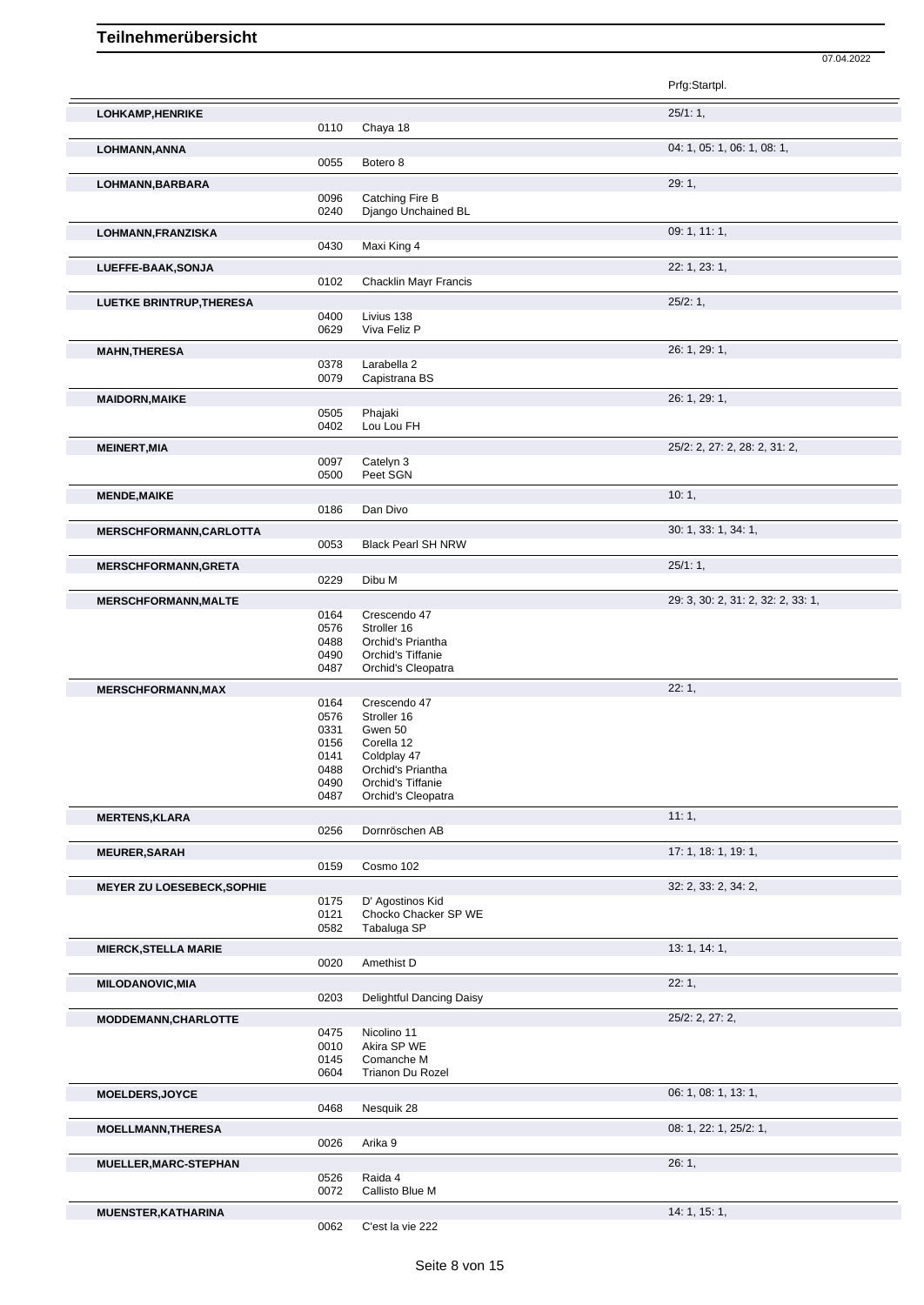# Teilnehmerübersicht

07.04.2022

| | | | Prfg:Startpl. |
|---|---|---|---|
| **LOHKAMP,HENRIKE** | | | 25/1: 1, |
| | 0110 | Chaya 18 | |
| **LOHMANN,ANNA** | | | 04: 1, 05: 1, 06: 1, 08: 1, |
| | 0055 | Botero 8 | |
| **LOHMANN,BARBARA** | | | 29: 1, |
| | 0096 | Catching Fire B | |
| | 0240 | Django Unchained BL | |
| **LOHMANN,FRANZISKA** | | | 09: 1, 11: 1, |
| | 0430 | Maxi King 4 | |
| **LUEFFE-BAAK,SONJA** | | | 22: 1, 23: 1, |
| | 0102 | Chacklin Mayr Francis | |
| **LUETKE BRINTRUP,THERESA** | | | 25/2: 1, |
| | 0400 | Livius 138 | |
| | 0629 | Viva Feliz P | |
| **MAHN,THERESA** | | | 26: 1, 29: 1, |
| | 0378 | Larabella 2 | |
| | 0079 | Capistrana BS | |
| **MAIDORN,MAIKE** | | | 26: 1, 29: 1, |
| | 0505 | Phajaki | |
| | 0402 | Lou Lou FH | |
| **MEINERT,MIA** | | | 25/2: 2, 27: 2, 28: 2, 31: 2, |
| | 0097 | Catelyn 3 | |
| | 0500 | Peet SGN | |
| **MENDE,MAIKE** | | | 10: 1, |
| | 0186 | Dan Divo | |
| **MERSCHFORMANN,CARLOTTA** | | | 30: 1, 33: 1, 34: 1, |
| | 0053 | Black Pearl SH NRW | |
| **MERSCHFORMANN,GRETA** | | | 25/1: 1, |
| | 0229 | Dibu M | |
| **MERSCHFORMANN,MALTE** | | | 29: 3, 30: 2, 31: 2, 32: 2, 33: 1, |
| | 0164 | Crescendo 47 | |
| | 0576 | Stroller 16 | |
| | 0488 | Orchid's Priantha | |
| | 0490 | Orchid's Tiffanie | |
| | 0487 | Orchid's Cleopatra | |
| **MERSCHFORMANN,MAX** | | | 22: 1, |
| | 0164 | Crescendo 47 | |
| | 0576 | Stroller 16 | |
| | 0331 | Gwen 50 | |
| | 0156 | Corella 12 | |
| | 0141 | Coldplay 47 | |
| | 0488 | Orchid's Priantha | |
| | 0490 | Orchid's Tiffanie | |
| | 0487 | Orchid's Cleopatra | |
| **MERTENS,KLARA** | | | 11: 1, |
| | 0256 | Dornröschen AB | |
| **MEURER,SARAH** | | | 17: 1, 18: 1, 19: 1, |
| | 0159 | Cosmo 102 | |
| **MEYER ZU LOESEBECK,SOPHIE** | | | 32: 2, 33: 2, 34: 2, |
| | 0175 | D' Agostinos Kid | |
| | 0121 | Chocko Chacker SP WE | |
| | 0582 | Tabaluga SP | |
| **MIERCK,STELLA MARIE** | | | 13: 1, 14: 1, |
| | 0020 | Amethist D | |
| **MILODANOVIC,MIA** | | | 22: 1, |
| | 0203 | Delightful Dancing Daisy | |
| **MODDEMANN,CHARLOTTE** | | | 25/2: 2, 27: 2, |
| | 0475 | Nicolino 11 | |
| | 0010 | Akira SP WE | |
| | 0145 | Comanche M | |
| | 0604 | Trianon Du Rozel | |
| **MOELDERS,JOYCE** | | | 06: 1, 08: 1, 13: 1, |
| | 0468 | Nesquik 28 | |
| **MOELLMANN,THERESA** | | | 08: 1, 22: 1, 25/2: 1, |
| | 0026 | Arika 9 | |
| **MUELLER,MARC-STEPHAN** | | | 26: 1, |
| | 0526 | Raida 4 | |
| | 0072 | Callisto Blue M | |
| **MUENSTER,KATHARINA** | | | 14: 1, 15: 1, |
| | 0062 | C'est la vie 222 | |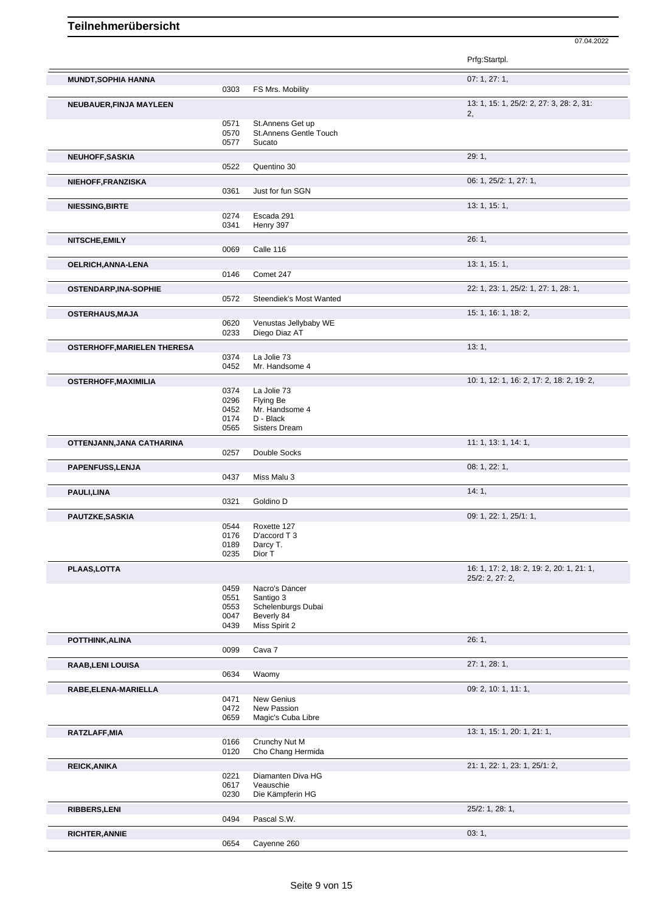# Teilnehmerübersicht

07.04.2022

| Name | Nr. | Pferd | Prfg:Startpl. |
|---|---|---|---|
| **MUNDT,SOPHIA HANNA** | | | 07: 1, 27: 1, |
| | 0303 | FS Mrs. Mobility | |
| **NEUBAUER,FINJA MAYLEEN** | | | 13: 1, 15: 1, 25/2: 2, 27: 3, 28: 2, 31: 2, |
| | 0571 | St.Annens Get up | |
| | 0570 | St.Annens Gentle Touch | |
| | 0577 | Sucato | |
| **NEUHOFF,SASKIA** | | | 29: 1, |
| | 0522 | Quentino 30 | |
| **NIEHOFF,FRANZISKA** | | | 06: 1, 25/2: 1, 27: 1, |
| | 0361 | Just for fun SGN | |
| **NIESSING,BIRTE** | | | 13: 1, 15: 1, |
| | 0274 | Escada 291 | |
| | 0341 | Henry 397 | |
| **NITSCHE,EMILY** | | | 26: 1, |
| | 0069 | Calle 116 | |
| **OELRICH,ANNA-LENA** | | | 13: 1, 15: 1, |
| | 0146 | Comet 247 | |
| **OSTENDARP,INA-SOPHIE** | | | 22: 1, 23: 1, 25/2: 1, 27: 1, 28: 1, |
| | 0572 | Steendiek's Most Wanted | |
| **OSTERHAUS,MAJA** | | | 15: 1, 16: 1, 18: 2, |
| | 0620 | Venustas Jellybaby WE | |
| | 0233 | Diego Diaz AT | |
| **OSTERHOFF,MARIELEN THERESA** | | | 13: 1, |
| | 0374 | La Jolie 73 | |
| | 0452 | Mr. Handsome 4 | |
| **OSTERHOFF,MAXIMILIA** | | | 10: 1, 12: 1, 16: 2, 17: 2, 18: 2, 19: 2, |
| | 0374 | La Jolie 73 | |
| | 0296 | Flying Be | |
| | 0452 | Mr. Handsome 4 | |
| | 0174 | D - Black | |
| | 0565 | Sisters Dream | |
| **OTTENJANN,JANA CATHARINA** | | | 11: 1, 13: 1, 14: 1, |
| | 0257 | Double Socks | |
| **PAPENFUSS,LENJA** | | | 08: 1, 22: 1, |
| | 0437 | Miss Malu 3 | |
| **PAULI,LINA** | | | 14: 1, |
| | 0321 | Goldino D | |
| **PAUTZKE,SASKIA** | | | 09: 1, 22: 1, 25/1: 1, |
| | 0544 | Roxette 127 | |
| | 0176 | D'accord T 3 | |
| | 0189 | Darcy T. | |
| | 0235 | Dior T | |
| **PLAAS,LOTTA** | | | 16: 1, 17: 2, 18: 2, 19: 2, 20: 1, 21: 1, 25/2: 2, 27: 2, |
| | 0459 | Nacro's Dancer | |
| | 0551 | Santigo 3 | |
| | 0553 | Schelenburgs Dubai | |
| | 0047 | Beverly 84 | |
| | 0439 | Miss Spirit 2 | |
| **POTTHINK,ALINA** | | | 26: 1, |
| | 0099 | Cava 7 | |
| **RAAB,LENI LOUISA** | | | 27: 1, 28: 1, |
| | 0634 | Waomy | |
| **RABE,ELENA-MARIELLA** | | | 09: 2, 10: 1, 11: 1, |
| | 0471 | New Genius | |
| | 0472 | New Passion | |
| | 0659 | Magic's Cuba Libre | |
| **RATZLAFF,MIA** | | | 13: 1, 15: 1, 20: 1, 21: 1, |
| | 0166 | Crunchy Nut M | |
| | 0120 | Cho Chang Hermida | |
| **REICK,ANIKA** | | | 21: 1, 22: 1, 23: 1, 25/1: 2, |
| | 0221 | Diamanten Diva HG | |
| | 0617 | Veauschie | |
| | 0230 | Die Kämpferin HG | |
| **RIBBERS,LENI** | | | 25/2: 1, 28: 1, |
| | 0494 | Pascal S.W. | |
| **RICHTER,ANNIE** | | | 03: 1, |
| | 0654 | Cayenne 260 | |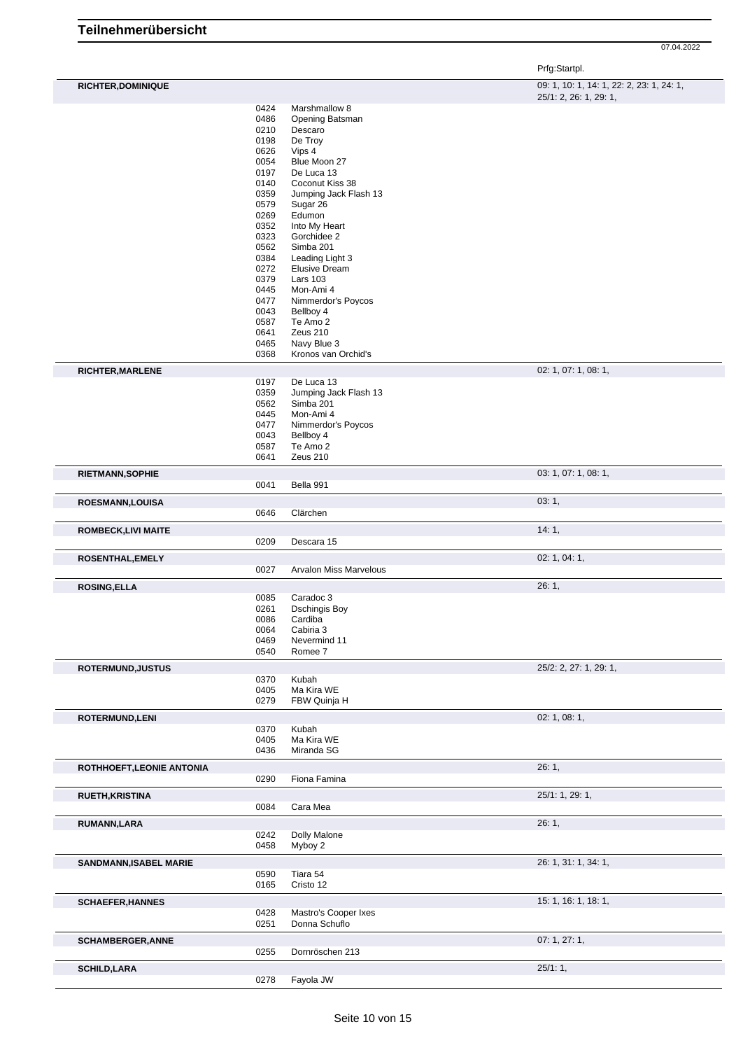# Teilnehmerübersicht

07.04.2022

Prfg:Startpl.

| | | | |
|---|---|---|---|
| **RICHTER,DOMINIQUE** | | | 09: 1, 10: 1, 14: 1, 22: 2, 23: 1, 24: 1, 25/1: 2, 26: 1, 29: 1, |
| | 0424 | Marshmallow 8 | |
| | 0486 | Opening Batsman | |
| | 0210 | Descaro | |
| | 0198 | De Troy | |
| | 0626 | Vips 4 | |
| | 0054 | Blue Moon 27 | |
| | 0197 | De Luca 13 | |
| | 0140 | Coconut Kiss 38 | |
| | 0359 | Jumping Jack Flash 13 | |
| | 0579 | Sugar 26 | |
| | 0269 | Edumon | |
| | 0352 | Into My Heart | |
| | 0323 | Gorchidee 2 | |
| | 0562 | Simba 201 | |
| | 0384 | Leading Light 3 | |
| | 0272 | Elusive Dream | |
| | 0379 | Lars 103 | |
| | 0445 | Mon-Ami 4 | |
| | 0477 | Nimmerdor's Poycos | |
| | 0043 | Bellboy 4 | |
| | 0587 | Te Amo 2 | |
| | 0641 | Zeus 210 | |
| | 0465 | Navy Blue 3 | |
| | 0368 | Kronos van Orchid's | |
| **RICHTER,MARLENE** | | | 02: 1, 07: 1, 08: 1, |
| | 0197 | De Luca 13 | |
| | 0359 | Jumping Jack Flash 13 | |
| | 0562 | Simba 201 | |
| | 0445 | Mon-Ami 4 | |
| | 0477 | Nimmerdor's Poycos | |
| | 0043 | Bellboy 4 | |
| | 0587 | Te Amo 2 | |
| | 0641 | Zeus 210 | |
| **RIETMANN,SOPHIE** | | | 03: 1, 07: 1, 08: 1, |
| | 0041 | Bella 991 | |
| **ROESMANN,LOUISA** | | | 03: 1, |
| | 0646 | Clärchen | |
| **ROMBECK,LIVI MAITE** | | | 14: 1, |
| | 0209 | Descara 15 | |
| **ROSENTHAL,EMELY** | | | 02: 1, 04: 1, |
| | 0027 | Arvalon Miss Marvelous | |
| **ROSING,ELLA** | | | 26: 1, |
| | 0085 | Caradoc 3 | |
| | 0261 | Dschingis Boy | |
| | 0086 | Cardiba | |
| | 0064 | Cabiria 3 | |
| | 0469 | Nevermind 11 | |
| | 0540 | Romee 7 | |
| **ROTERMUND,JUSTUS** | | | 25/2: 2, 27: 1, 29: 1, |
| | 0370 | Kubah | |
| | 0405 | Ma Kira WE | |
| | 0279 | FBW Quinja H | |
| **ROTERMUND,LENI** | | | 02: 1, 08: 1, |
| | 0370 | Kubah | |
| | 0405 | Ma Kira WE | |
| | 0436 | Miranda SG | |
| **ROTHHOEFT,LEONIE ANTONIA** | | | 26: 1, |
| | 0290 | Fiona Famina | |
| **RUETH,KRISTINA** | | | 25/1: 1, 29: 1, |
| | 0084 | Cara Mea | |
| **RUMANN,LARA** | | | 26: 1, |
| | 0242 | Dolly Malone | |
| | 0458 | Myboy 2 | |
| **SANDMANN,ISABEL MARIE** | | | 26: 1, 31: 1, 34: 1, |
| | 0590 | Tiara 54 | |
| | 0165 | Cristo 12 | |
| **SCHAEFER,HANNES** | | | 15: 1, 16: 1, 18: 1, |
| | 0428 | Mastro's Cooper Ixes | |
| | 0251 | Donna Schuflo | |
| **SCHAMBERGER,ANNE** | | | 07: 1, 27: 1, |
| | 0255 | Dornröschen 213 | |
| **SCHILD,LARA** | | | 25/1: 1, |
| | 0278 | Fayola JW | |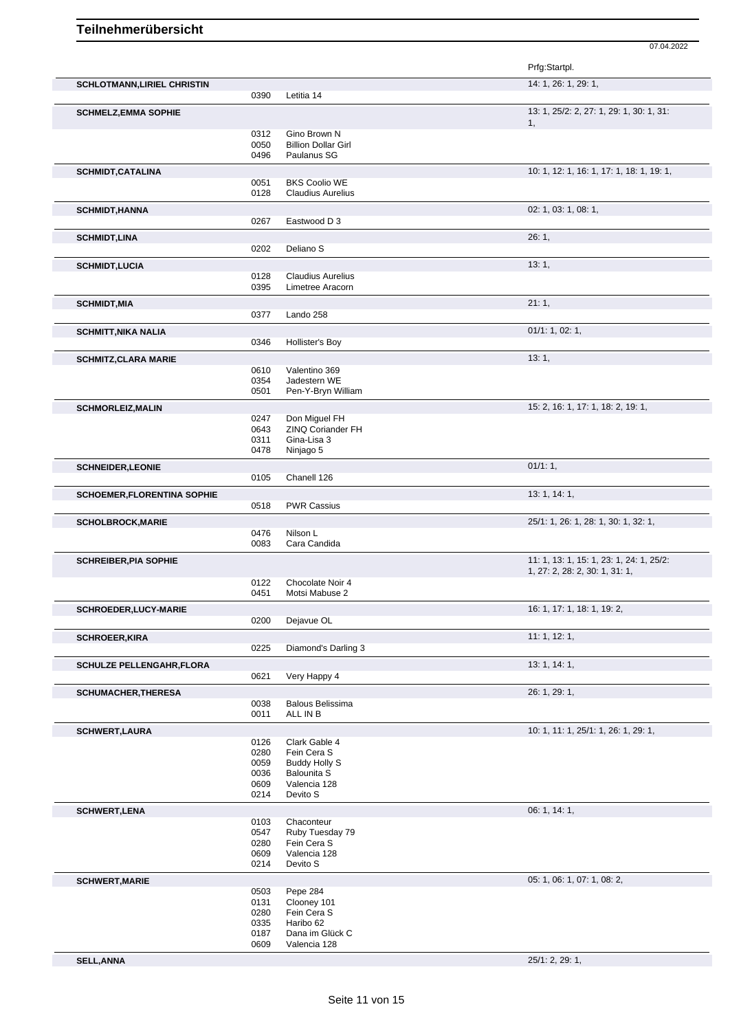# Teilnehmerübersicht

07.04.2022

| Name | Nr. | Pferd | Prfg:Startpl. |
|---|---|---|---|
| **SCHLOTMANN,LIRIEL CHRISTIN** | | | 14: 1, 26: 1, 29: 1, |
| | 0390 | Letitia 14 | |
| **SCHMELZ,EMMA SOPHIE** | | | 13: 1, 25/2: 2, 27: 1, 29: 1, 30: 1, 31: 1, |
| | 0312 | Gino Brown N | |
| | 0050 | Billion Dollar Girl | |
| | 0496 | Paulanus SG | |
| **SCHMIDT,CATALINA** | | | 10: 1, 12: 1, 16: 1, 17: 1, 18: 1, 19: 1, |
| | 0051 | BKS Coolio WE | |
| | 0128 | Claudius Aurelius | |
| **SCHMIDT,HANNA** | | | 02: 1, 03: 1, 08: 1, |
| | 0267 | Eastwood D 3 | |
| **SCHMIDT,LINA** | | | 26: 1, |
| | 0202 | Deliano S | |
| **SCHMIDT,LUCIA** | | | 13: 1, |
| | 0128 | Claudius Aurelius | |
| | 0395 | Limetree Aracorn | |
| **SCHMIDT,MIA** | | | 21: 1, |
| | 0377 | Lando 258 | |
| **SCHMITT,NIKA NALIA** | | | 01/1: 1, 02: 1, |
| | 0346 | Hollister's Boy | |
| **SCHMITZ,CLARA MARIE** | | | 13: 1, |
| | 0610 | Valentino 369 | |
| | 0354 | Jadestern WE | |
| | 0501 | Pen-Y-Bryn William | |
| **SCHMORLEIZ,MALIN** | | | 15: 2, 16: 1, 17: 1, 18: 2, 19: 1, |
| | 0247 | Don Miguel FH | |
| | 0643 | ZINQ Coriander FH | |
| | 0311 | Gina-Lisa 3 | |
| | 0478 | Ninjago 5 | |
| **SCHNEIDER,LEONIE** | | | 01/1: 1, |
| | 0105 | Chanell 126 | |
| **SCHOEMER,FLORENTINA SOPHIE** | | | 13: 1, 14: 1, |
| | 0518 | PWR Cassius | |
| **SCHOLBROCK,MARIE** | | | 25/1: 1, 26: 1, 28: 1, 30: 1, 32: 1, |
| | 0476 | Nilson L | |
| | 0083 | Cara Candida | |
| **SCHREIBER,PIA SOPHIE** | | | 11: 1, 13: 1, 15: 1, 23: 1, 24: 1, 25/2: 1, 27: 2, 28: 2, 30: 1, 31: 1, |
| | 0122 | Chocolate Noir 4 | |
| | 0451 | Motsi Mabuse 2 | |
| **SCHROEDER,LUCY-MARIE** | | | 16: 1, 17: 1, 18: 1, 19: 2, |
| | 0200 | Dejavue OL | |
| **SCHROEER,KIRA** | | | 11: 1, 12: 1, |
| | 0225 | Diamond's Darling 3 | |
| **SCHULZE PELLENGAHR,FLORA** | | | 13: 1, 14: 1, |
| | 0621 | Very Happy 4 | |
| **SCHUMACHER,THERESA** | | | 26: 1, 29: 1, |
| | 0038 | Balous Belissima | |
| | 0011 | ALL IN B | |
| **SCHWERT,LAURA** | | | 10: 1, 11: 1, 25/1: 1, 26: 1, 29: 1, |
| | 0126 | Clark Gable 4 | |
| | 0280 | Fein Cera S | |
| | 0059 | Buddy Holly S | |
| | 0036 | Balounita S | |
| | 0609 | Valencia 128 | |
| | 0214 | Devito S | |
| **SCHWERT,LENA** | | | 06: 1, 14: 1, |
| | 0103 | Chaconteur | |
| | 0547 | Ruby Tuesday 79 | |
| | 0280 | Fein Cera S | |
| | 0609 | Valencia 128 | |
| | 0214 | Devito S | |
| **SCHWERT,MARIE** | | | 05: 1, 06: 1, 07: 1, 08: 2, |
| | 0503 | Pepe 284 | |
| | 0131 | Clooney 101 | |
| | 0280 | Fein Cera S | |
| | 0335 | Haribo 62 | |
| | 0187 | Dana im Glück C | |
| | 0609 | Valencia 128 | |
| **SELL,ANNA** | | | 25/1: 2, 29: 1, |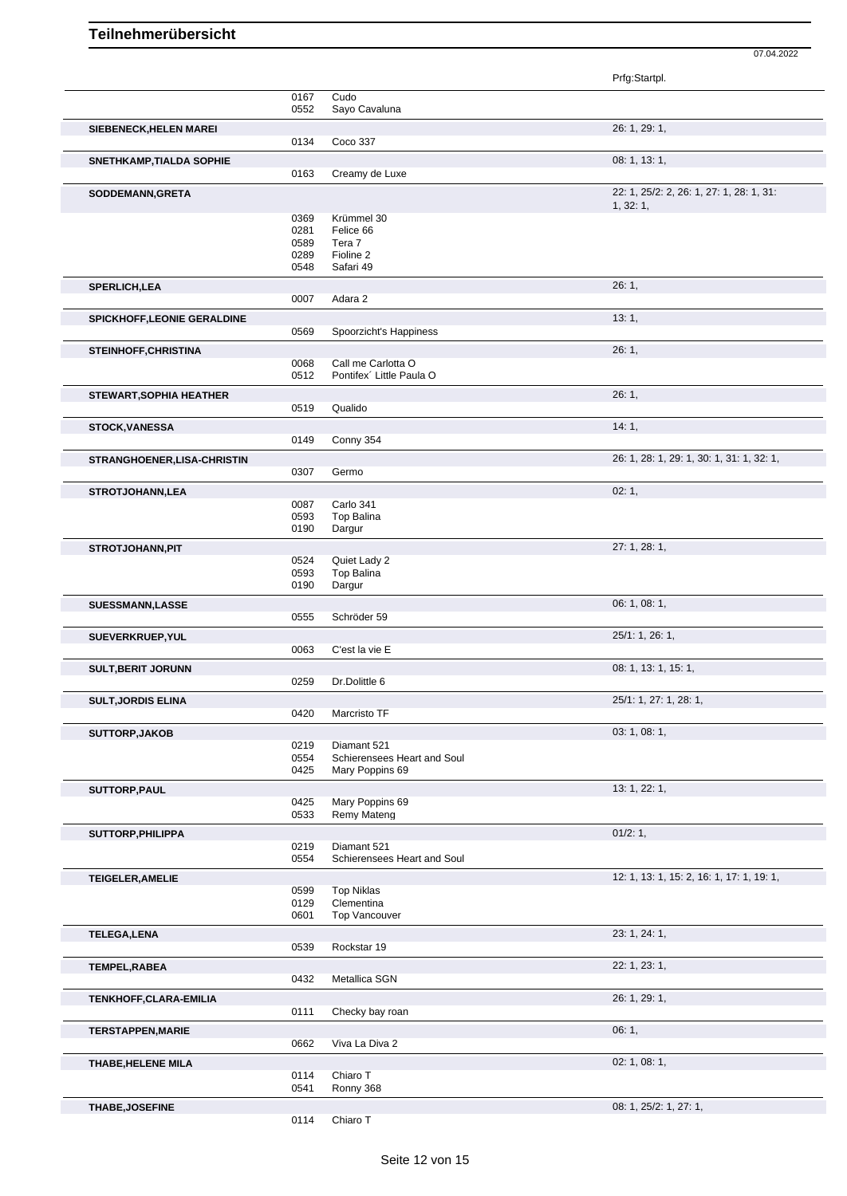# Teilnehmerübersicht

07.04.2022

| Name | Nr. | Pferd | Prfg:Startpl. |
|---|---|---|---|
| | 0167 | Cudo | |
| | 0552 | Sayo Cavaluna | |
| **SIEBENECK,HELEN MAREI** | | | 26: 1, 29: 1, |
| | 0134 | Coco 337 | |
| **SNETHKAMP,TIALDA SOPHIE** | | | 08: 1, 13: 1, |
| | 0163 | Creamy de Luxe | |
| **SODDEMANN,GRETA** | | | 22: 1, 25/2: 2, 26: 1, 27: 1, 28: 1, 31: 1, 32: 1, |
| | 0369 | Krümmel 30 | |
| | 0281 | Felice 66 | |
| | 0589 | Tera 7 | |
| | 0289 | Fioline 2 | |
| | 0548 | Safari 49 | |
| **SPERLICH,LEA** | | | 26: 1, |
| | 0007 | Adara 2 | |
| **SPICKHOFF,LEONIE GERALDINE** | | | 13: 1, |
| | 0569 | Spoorzicht's Happiness | |
| **STEINHOFF,CHRISTINA** | | | 26: 1, |
| | 0068 | Call me Carlotta O | |
| | 0512 | Pontifex´ Little Paula O | |
| **STEWART,SOPHIA HEATHER** | | | 26: 1, |
| | 0519 | Qualido | |
| **STOCK,VANESSA** | | | 14: 1, |
| | 0149 | Conny 354 | |
| **STRANGHOENER,LISA-CHRISTIN** | | | 26: 1, 28: 1, 29: 1, 30: 1, 31: 1, 32: 1, |
| | 0307 | Germo | |
| **STROTJOHANN,LEA** | | | 02: 1, |
| | 0087 | Carlo 341 | |
| | 0593 | Top Balina | |
| | 0190 | Dargur | |
| **STROTJOHANN,PIT** | | | 27: 1, 28: 1, |
| | 0524 | Quiet Lady 2 | |
| | 0593 | Top Balina | |
| | 0190 | Dargur | |
| **SUESSMANN,LASSE** | | | 06: 1, 08: 1, |
| | 0555 | Schröder 59 | |
| **SUEVERKRUEP,YUL** | | | 25/1: 1, 26: 1, |
| | 0063 | C'est la vie E | |
| **SULT,BERIT JORUNN** | | | 08: 1, 13: 1, 15: 1, |
| | 0259 | Dr.Dolittle 6 | |
| **SULT,JORDIS ELINA** | | | 25/1: 1, 27: 1, 28: 1, |
| | 0420 | Marcristo TF | |
| **SUTTORP,JAKOB** | | | 03: 1, 08: 1, |
| | 0219 | Diamant 521 | |
| | 0554 | Schierensees Heart and Soul | |
| | 0425 | Mary Poppins 69 | |
| **SUTTORP,PAUL** | | | 13: 1, 22: 1, |
| | 0425 | Mary Poppins 69 | |
| | 0533 | Remy Mateng | |
| **SUTTORP,PHILIPPA** | | | 01/2: 1, |
| | 0219 | Diamant 521 | |
| | 0554 | Schierensees Heart and Soul | |
| **TEIGELER,AMELIE** | | | 12: 1, 13: 1, 15: 2, 16: 1, 17: 1, 19: 1, |
| | 0599 | Top Niklas | |
| | 0129 | Clementina | |
| | 0601 | Top Vancouver | |
| **TELEGA,LENA** | | | 23: 1, 24: 1, |
| | 0539 | Rockstar 19 | |
| **TEMPEL,RABEA** | | | 22: 1, 23: 1, |
| | 0432 | Metallica SGN | |
| **TENKHOFF,CLARA-EMILIA** | | | 26: 1, 29: 1, |
| | 0111 | Checky bay roan | |
| **TERSTAPPEN,MARIE** | | | 06: 1, |
| | 0662 | Viva La Diva 2 | |
| **THABE,HELENE MILA** | | | 02: 1, 08: 1, |
| | 0114 | Chiaro T | |
| | 0541 | Ronny 368 | |
| **THABE,JOSEFINE** | | | 08: 1, 25/2: 1, 27: 1, |
| | 0114 | Chiaro T | |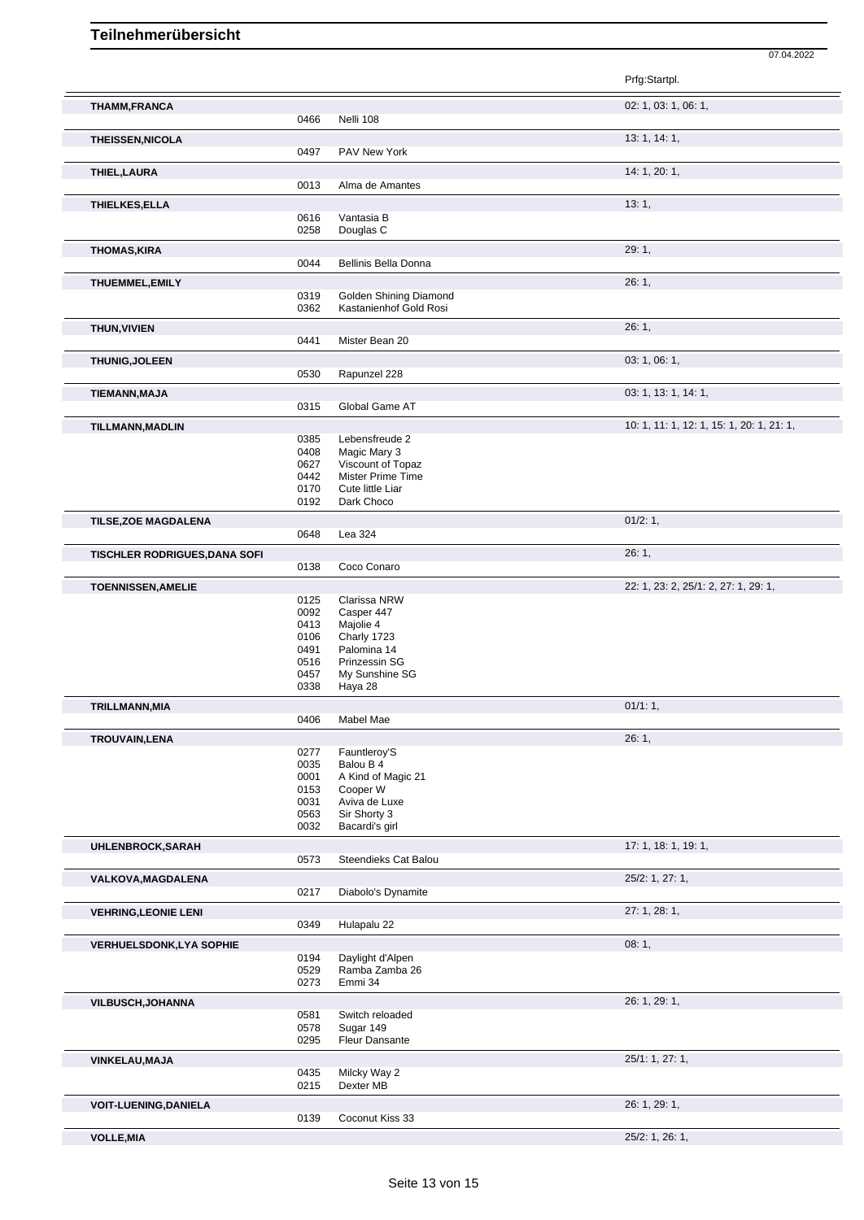# Teilnehmerübersicht

07.04.2022

| | | | Prfg:Startpl. |
|---|---|---|---|
| **THAMM,FRANCA** | | | 02: 1, 03: 1, 06: 1, |
| | 0466 | Nelli 108 | |
| **THEISSEN,NICOLA** | | | 13: 1, 14: 1, |
| | 0497 | PAV New York | |
| **THIEL,LAURA** | | | 14: 1, 20: 1, |
| | 0013 | Alma de Amantes | |
| **THIELKES,ELLA** | | | 13: 1, |
| | 0616 | Vantasia B | |
| | 0258 | Douglas C | |
| **THOMAS,KIRA** | | | 29: 1, |
| | 0044 | Bellinis Bella Donna | |
| **THUEMMEL,EMILY** | | | 26: 1, |
| | 0319 | Golden Shining Diamond | |
| | 0362 | Kastanienhof Gold Rosi | |
| **THUN,VIVIEN** | | | 26: 1, |
| | 0441 | Mister Bean 20 | |
| **THUNIG,JOLEEN** | | | 03: 1, 06: 1, |
| | 0530 | Rapunzel 228 | |
| **TIEMANN,MAJA** | | | 03: 1, 13: 1, 14: 1, |
| | 0315 | Global Game AT | |
| **TILLMANN,MADLIN** | | | 10: 1, 11: 1, 12: 1, 15: 1, 20: 1, 21: 1, |
| | 0385 | Lebensfreude 2 | |
| | 0408 | Magic Mary 3 | |
| | 0627 | Viscount of Topaz | |
| | 0442 | Mister Prime Time | |
| | 0170 | Cute little Liar | |
| | 0192 | Dark Choco | |
| **TILSE,ZOE MAGDALENA** | | | 01/2: 1, |
| | 0648 | Lea 324 | |
| **TISCHLER RODRIGUES,DANA SOFI** | | | 26: 1, |
| | 0138 | Coco Conaro | |
| **TOENNISSEN,AMELIE** | | | 22: 1, 23: 2, 25/1: 2, 27: 1, 29: 1, |
| | 0125 | Clarissa NRW | |
| | 0092 | Casper 447 | |
| | 0413 | Majolie 4 | |
| | 0106 | Charly 1723 | |
| | 0491 | Palomina 14 | |
| | 0516 | Prinzessin SG | |
| | 0457 | My Sunshine SG | |
| | 0338 | Haya 28 | |
| **TRILLMANN,MIA** | | | 01/1: 1, |
| | 0406 | Mabel Mae | |
| **TROUVAIN,LENA** | | | 26: 1, |
| | 0277 | Fauntleroy'S | |
| | 0035 | Balou B 4 | |
| | 0001 | A Kind of Magic 21 | |
| | 0153 | Cooper W | |
| | 0031 | Aviva de Luxe | |
| | 0563 | Sir Shorty 3 | |
| | 0032 | Bacardi's girl | |
| **UHLENBROCK,SARAH** | | | 17: 1, 18: 1, 19: 1, |
| | 0573 | Steendieks Cat Balou | |
| **VALKOVA,MAGDALENA** | | | 25/2: 1, 27: 1, |
| | 0217 | Diabolo's Dynamite | |
| **VEHRING,LEONIE LENI** | | | 27: 1, 28: 1, |
| | 0349 | Hulapalu 22 | |
| **VERHUELSDONK,LYA SOPHIE** | | | 08: 1, |
| | 0194 | Daylight d'Alpen | |
| | 0529 | Ramba Zamba 26 | |
| | 0273 | Emmi 34 | |
| **VILBUSCH,JOHANNA** | | | 26: 1, 29: 1, |
| | 0581 | Switch reloaded | |
| | 0578 | Sugar 149 | |
| | 0295 | Fleur Dansante | |
| **VINKELAU,MAJA** | | | 25/1: 1, 27: 1, |
| | 0435 | Milcky Way 2 | |
| | 0215 | Dexter MB | |
| **VOIT-LUENING,DANIELA** | | | 26: 1, 29: 1, |
| | 0139 | Coconut Kiss 33 | |
| **VOLLE,MIA** | | | 25/2: 1, 26: 1, |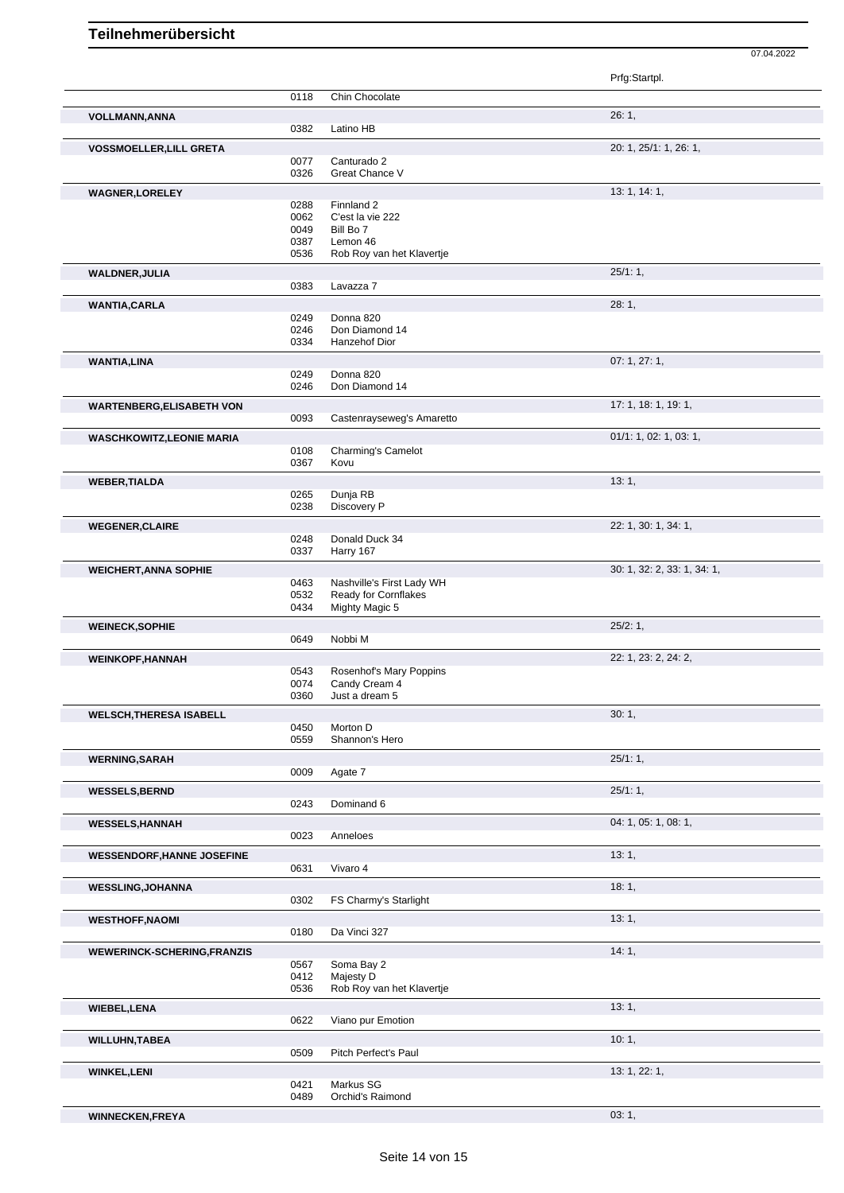# Teilnehmerübersicht

07.04.2022

| | | | Prfg:Startpl. |
|---|---|---|---|
| | 0118 | Chin Chocolate | |
| **VOLLMANN,ANNA** | | | 26: 1, |
| | 0382 | Latino HB | |
| **VOSSMOELLER,LILL GRETA** | | | 20: 1, 25/1: 1, 26: 1, |
| | 0077 | Canturado 2 | |
| | 0326 | Great Chance V | |
| **WAGNER,LORELEY** | | | 13: 1, 14: 1, |
| | 0288 | Finnland 2 | |
| | 0062 | C'est la vie 222 | |
| | 0049 | Bill Bo 7 | |
| | 0387 | Lemon 46 | |
| | 0536 | Rob Roy van het Klavertje | |
| **WALDNER,JULIA** | | | 25/1: 1, |
| | 0383 | Lavazza 7 | |
| **WANTIA,CARLA** | | | 28: 1, |
| | 0249 | Donna 820 | |
| | 0246 | Don Diamond 14 | |
| | 0334 | Hanzehof Dior | |
| **WANTIA,LINA** | | | 07: 1, 27: 1, |
| | 0249 | Donna 820 | |
| | 0246 | Don Diamond 14 | |
| **WARTENBERG,ELISABETH VON** | | | 17: 1, 18: 1, 19: 1, |
| | 0093 | Castenrayseweg's Amaretto | |
| **WASCHKOWITZ,LEONIE MARIA** | | | 01/1: 1, 02: 1, 03: 1, |
| | 0108 | Charming's Camelot | |
| | 0367 | Kovu | |
| **WEBER,TIALDA** | | | 13: 1, |
| | 0265 | Dunja RB | |
| | 0238 | Discovery P | |
| **WEGENER,CLAIRE** | | | 22: 1, 30: 1, 34: 1, |
| | 0248 | Donald Duck 34 | |
| | 0337 | Harry 167 | |
| **WEICHERT,ANNA SOPHIE** | | | 30: 1, 32: 2, 33: 1, 34: 1, |
| | 0463 | Nashville's First Lady WH | |
| | 0532 | Ready for Cornflakes | |
| | 0434 | Mighty Magic 5 | |
| **WEINECK,SOPHIE** | | | 25/2: 1, |
| | 0649 | Nobbi M | |
| **WEINKOPF,HANNAH** | | | 22: 1, 23: 2, 24: 2, |
| | 0543 | Rosenhof's Mary Poppins | |
| | 0074 | Candy Cream 4 | |
| | 0360 | Just a dream 5 | |
| **WELSCH,THERESA ISABELL** | | | 30: 1, |
| | 0450 | Morton D | |
| | 0559 | Shannon's Hero | |
| **WERNING,SARAH** | | | 25/1: 1, |
| | 0009 | Agate 7 | |
| **WESSELS,BERND** | | | 25/1: 1, |
| | 0243 | Dominand 6 | |
| **WESSELS,HANNAH** | | | 04: 1, 05: 1, 08: 1, |
| | 0023 | Anneloes | |
| **WESSENDORF,HANNE JOSEFINE** | | | 13: 1, |
| | 0631 | Vivaro 4 | |
| **WESSLING,JOHANNA** | | | 18: 1, |
| | 0302 | FS Charmy's Starlight | |
| **WESTHOFF,NAOMI** | | | 13: 1, |
| | 0180 | Da Vinci 327 | |
| **WEWERINCK-SCHERING,FRANZIS** | | | 14: 1, |
| | 0567 | Soma Bay 2 | |
| | 0412 | Majesty D | |
| | 0536 | Rob Roy van het Klavertje | |
| **WIEBEL,LENA** | | | 13: 1, |
| | 0622 | Viano pur Emotion | |
| **WILLUHN,TABEA** | | | 10: 1, |
| | 0509 | Pitch Perfect's Paul | |
| **WINKEL,LENI** | | | 13: 1, 22: 1, |
| | 0421 | Markus SG | |
| | 0489 | Orchid's Raimond | |
| **WINNECKEN,FREYA** | | | 03: 1, |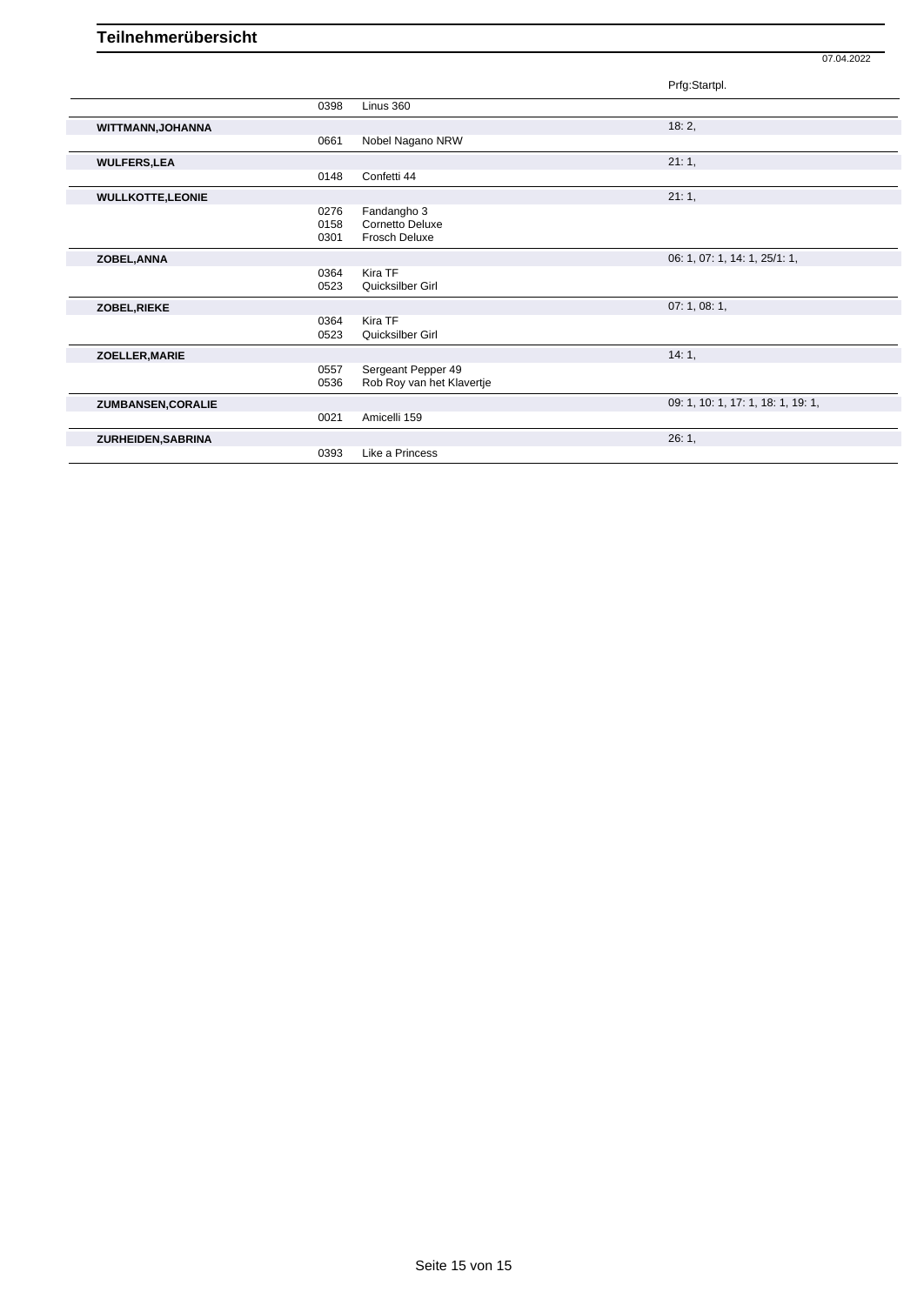# Teilnehmerübersicht

07.04.2022

| | | | Prfg:Startpl. |
|---|---|---|---|
| | 0398 | Linus 360 | |
| **WITTMANN,JOHANNA** | | | 18: 2, |
| | 0661 | Nobel Nagano NRW | |
| **WULFERS,LEA** | | | 21: 1, |
| | 0148 | Confetti 44 | |
| **WULLKOTTE,LEONIE** | | | 21: 1, |
| | 0276 | Fandangho 3 | |
| | 0158 | Cornetto Deluxe | |
| | 0301 | Frosch Deluxe | |
| **ZOBEL,ANNA** | | | 06: 1, 07: 1, 14: 1, 25/1: 1, |
| | 0364 | Kira TF | |
| | 0523 | Quicksilber Girl | |
| **ZOBEL,RIEKE** | | | 07: 1, 08: 1, |
| | 0364 | Kira TF | |
| | 0523 | Quicksilber Girl | |
| **ZOELLER,MARIE** | | | 14: 1, |
| | 0557 | Sergeant Pepper 49 | |
| | 0536 | Rob Roy van het Klavertje | |
| **ZUMBANSEN,CORALIE** | | | 09: 1, 10: 1, 17: 1, 18: 1, 19: 1, |
| | 0021 | Amicelli 159 | |
| **ZURHEIDEN,SABRINA** | | | 26: 1, |
| | 0393 | Like a Princess | |